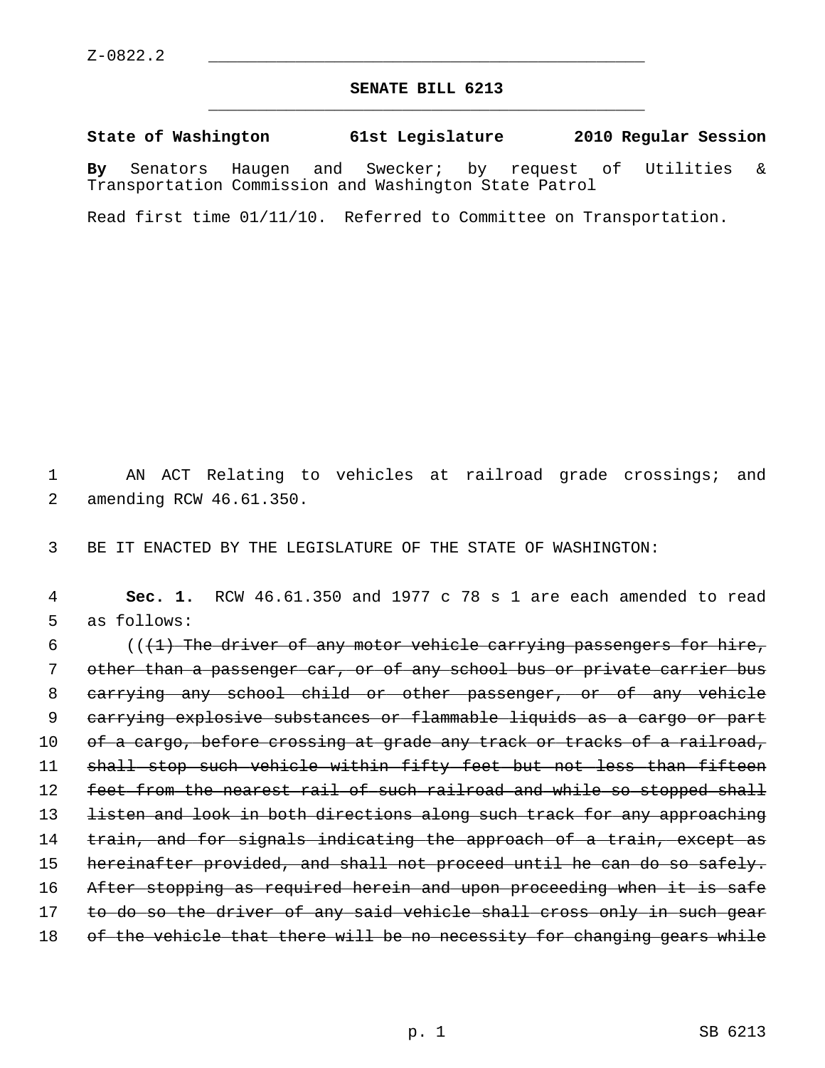Z-0822.2

**SENATE BILL 6213**

**State of Washington 61st Legislature 2010 Regular Session**

**By** Senators Haugen and Swecker; by request of Utilities & Transportation Commission and Washington State Patrol

Read first time 01/11/10. Referred to Committee on Transportation.

AN ACT Relating to vehicles at railroad grade crossings; and amending RCW 46.61.350.

BE IT ENACTED BY THE LEGISLATURE OF THE STATE OF WASHINGTON:

**Sec. 1.** RCW 46.61.350 and 1977 c 78 s 1 are each amended to read as follows:

((~~(1) The driver of any motor vehicle carrying passengers for hire, other than a passenger car, or of any school bus or private carrier bus carrying any school child or other passenger, or of any vehicle carrying explosive substances or flammable liquids as a cargo or part of a cargo, before crossing at grade any track or tracks of a railroad, shall stop such vehicle within fifty feet but not less than fifteen feet from the nearest rail of such railroad and while so stopped shall listen and look in both directions along such track for any approaching train, and for signals indicating the approach of a train, except as hereinafter provided, and shall not proceed until he can do so safely. After stopping as required herein and upon proceeding when it is safe to do so the driver of any said vehicle shall cross only in such gear of the vehicle that there will be no necessity for changing gears while~~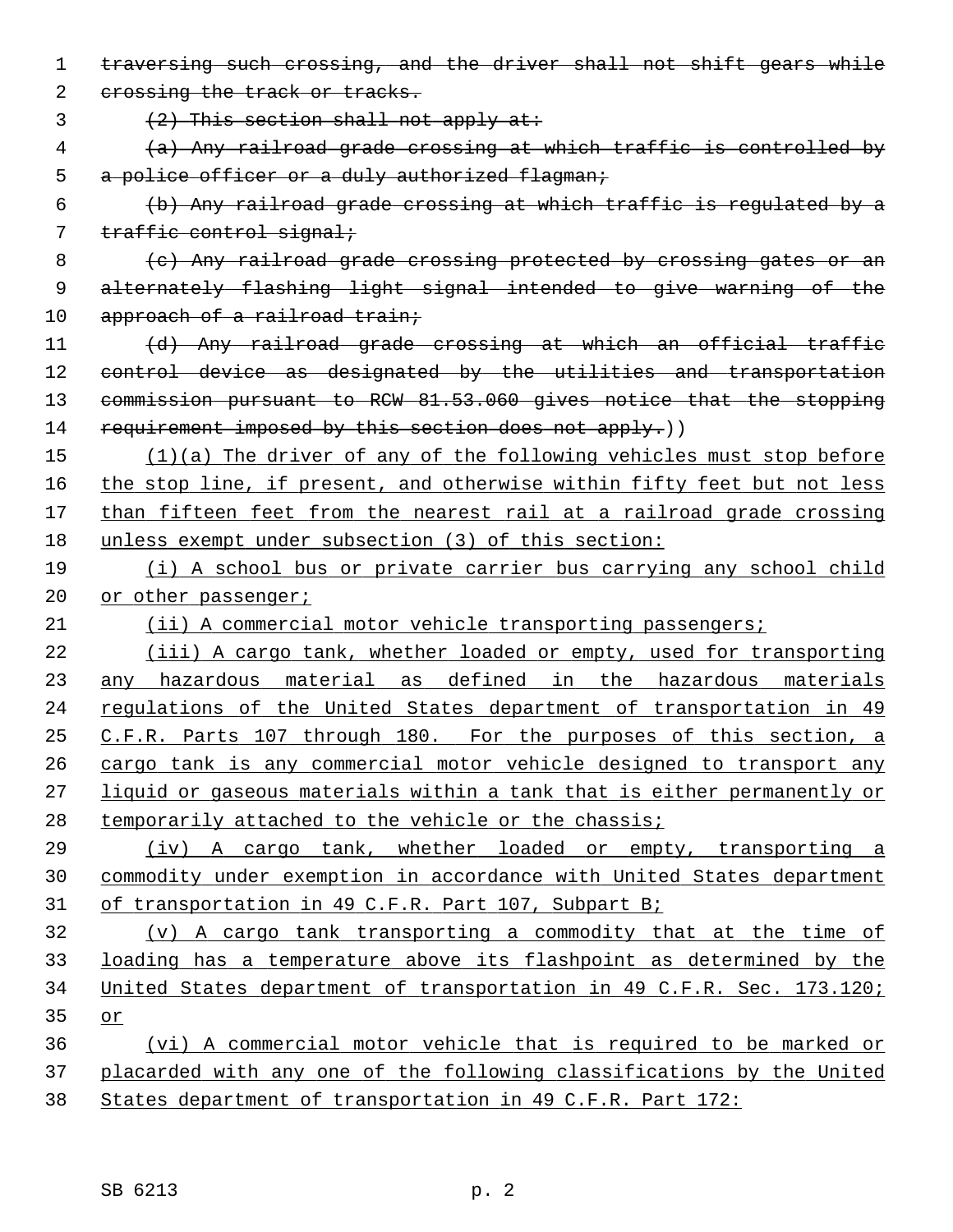~~traversing such crossing, and the driver shall not shift gears while crossing the track or tracks.~~

~~(2) This section shall not apply at:~~

~~(a) Any railroad grade crossing at which traffic is controlled by a police officer or a duly authorized flagman;~~

~~(b) Any railroad grade crossing at which traffic is regulated by a traffic control signal;~~

~~(c) Any railroad grade crossing protected by crossing gates or an alternately flashing light signal intended to give warning of the approach of a railroad train;~~

~~(d) Any railroad grade crossing at which an official traffic control device as designated by the utilities and transportation commission pursuant to RCW 81.53.060 gives notice that the stopping requirement imposed by this section does not apply.~~))

<u>(1)(a) The driver of any of the following vehicles must stop before the stop line, if present, and otherwise within fifty feet but not less than fifteen feet from the nearest rail at a railroad grade crossing unless exempt under subsection (3) of this section:</u>

<u>(i) A school bus or private carrier bus carrying any school child or other passenger;</u>

<u>(ii) A commercial motor vehicle transporting passengers;</u>

<u>(iii) A cargo tank, whether loaded or empty, used for transporting any hazardous material as defined in the hazardous materials regulations of the United States department of transportation in 49 C.F.R. Parts 107 through 180. For the purposes of this section, a cargo tank is any commercial motor vehicle designed to transport any liquid or gaseous materials within a tank that is either permanently or temporarily attached to the vehicle or the chassis;</u>

<u>(iv) A cargo tank, whether loaded or empty, transporting a commodity under exemption in accordance with United States department of transportation in 49 C.F.R. Part 107, Subpart B;</u>

<u>(v) A cargo tank transporting a commodity that at the time of loading has a temperature above its flashpoint as determined by the United States department of transportation in 49 C.F.R. Sec. 173.120; or</u>

<u>(vi) A commercial motor vehicle that is required to be marked or placarded with any one of the following classifications by the United States department of transportation in 49 C.F.R. Part 172:</u>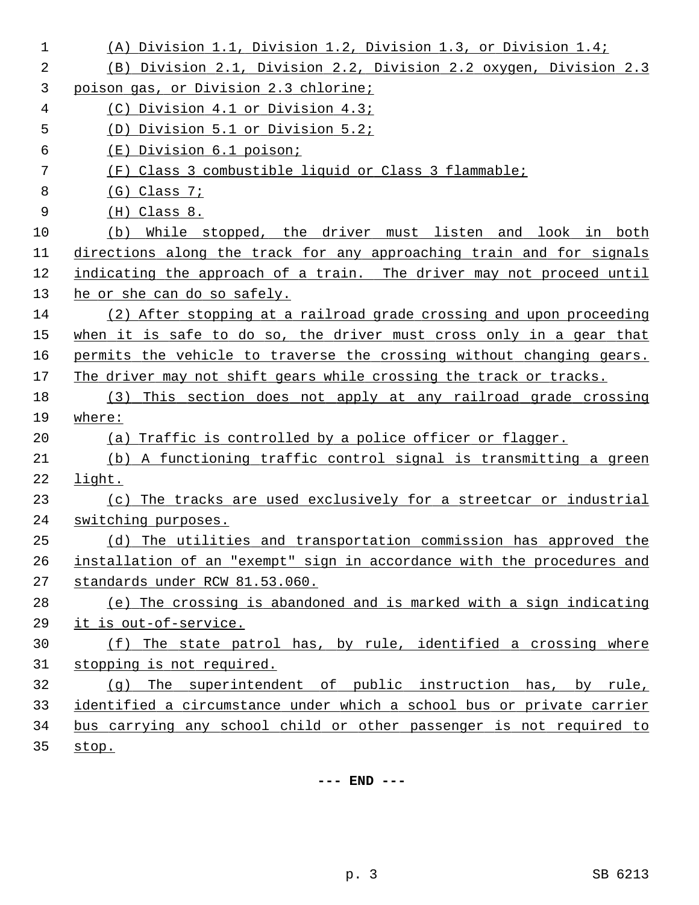(A) Division 1.1, Division 1.2, Division 1.3, or Division 1.4;

(B) Division 2.1, Division 2.2, Division 2.2 oxygen, Division 2.3 poison gas, or Division 2.3 chlorine;

(C) Division 4.1 or Division 4.3;

(D) Division 5.1 or Division 5.2;

(E) Division 6.1 poison;

(F) Class 3 combustible liquid or Class 3 flammable;

(G) Class 7;

(H) Class 8.

(b) While stopped, the driver must listen and look in both directions along the track for any approaching train and for signals indicating the approach of a train. The driver may not proceed until he or she can do so safely.

(2) After stopping at a railroad grade crossing and upon proceeding when it is safe to do so, the driver must cross only in a gear that permits the vehicle to traverse the crossing without changing gears. The driver may not shift gears while crossing the track or tracks.

(3) This section does not apply at any railroad grade crossing where:

(a) Traffic is controlled by a police officer or flagger.

(b) A functioning traffic control signal is transmitting a green light.

(c) The tracks are used exclusively for a streetcar or industrial switching purposes.

(d) The utilities and transportation commission has approved the installation of an "exempt" sign in accordance with the procedures and standards under RCW 81.53.060.

(e) The crossing is abandoned and is marked with a sign indicating it is out-of-service.

(f) The state patrol has, by rule, identified a crossing where stopping is not required.

(g) The superintendent of public instruction has, by rule, identified a circumstance under which a school bus or private carrier bus carrying any school child or other passenger is not required to stop.

**--- END ---**